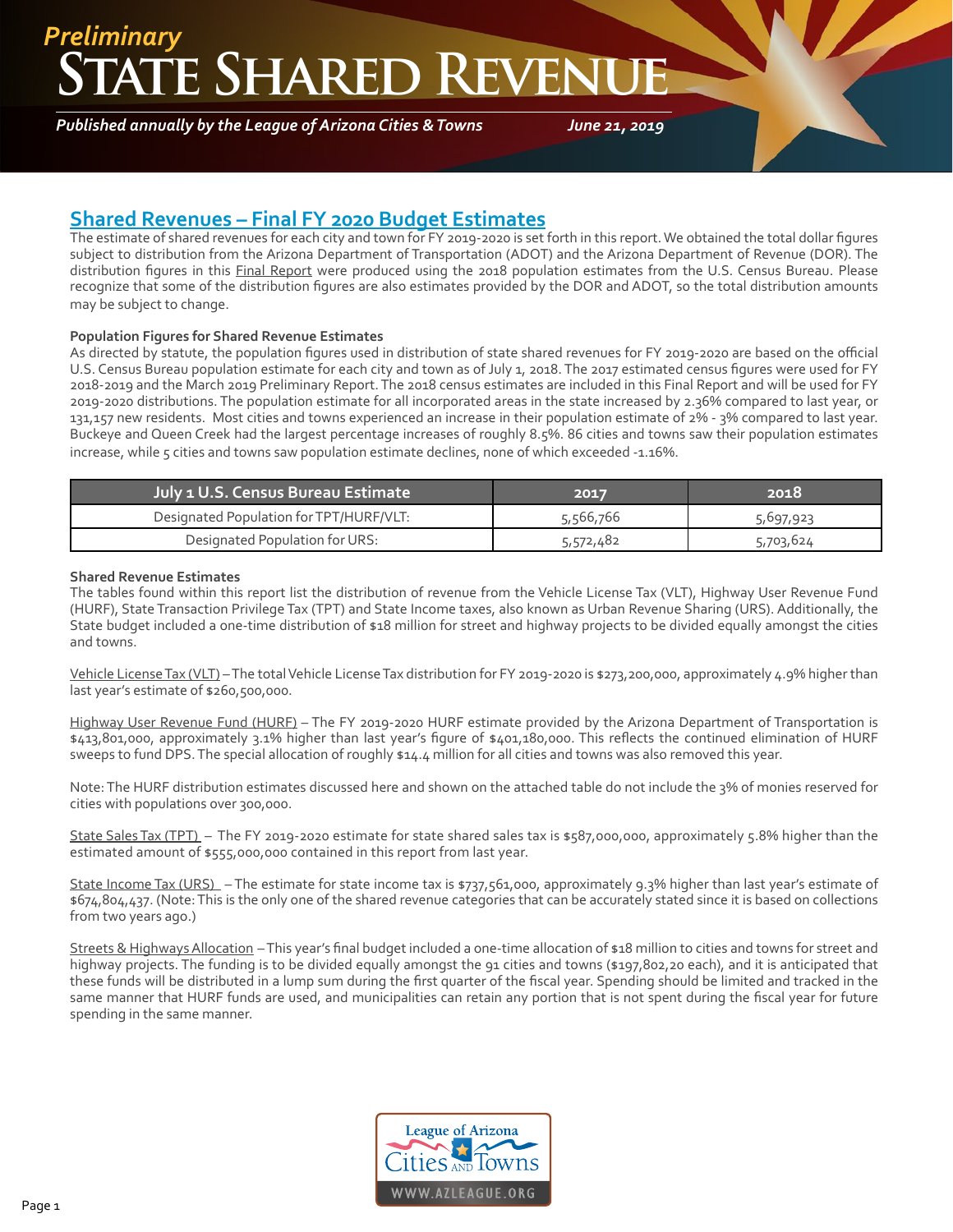*Preliminary*

# State Shared Revenue

*Published annually by the League of Arizona Cities & Towns* *June 21, 2019*

## Shared Revenues – Final FY 2020 Budget Estimates

The estimate of shared revenues for each city and town for FY 2019-2020 is set forth in this report. We obtained the total dollar figures subject to distribution from the Arizona Department of Transportation (ADOT) and the Arizona Department of Revenue (DOR). The distribution figures in this Final Report were produced using the 2018 population estimates from the U.S. Census Bureau. Please recognize that some of the distribution figures are also estimates provided by the DOR and ADOT, so the total distribution amounts may be subject to change.

**Population Figures for Shared Revenue Estimates**

As directed by statute, the population figures used in distribution of state shared revenues for FY 2019-2020 are based on the official U.S. Census Bureau population estimate for each city and town as of July 1, 2018. The 2017 estimated census figures were used for FY 2018-2019 and the March 2019 Preliminary Report. The 2018 census estimates are included in this Final Report and will be used for FY 2019-2020 distributions. The population estimate for all incorporated areas in the state increased by 2.36% compared to last year, or 131,157 new residents. Most cities and towns experienced an increase in their population estimate of 2% - 3% compared to last year. Buckeye and Queen Creek had the largest percentage increases of roughly 8.5%. 86 cities and towns saw their population estimates increase, while 5 cities and towns saw population estimate declines, none of which exceeded -1.16%.

| July 1 U.S. Census Bureau Estimate | 2017 | 2018 |
|---|---|---|
| Designated Population for TPT/HURF/VLT: | 5,566,766 | 5,697,923 |
| Designated Population for URS: | 5,572,482 | 5,703,624 |

**Shared Revenue Estimates**

The tables found within this report list the distribution of revenue from the Vehicle License Tax (VLT), Highway User Revenue Fund (HURF), State Transaction Privilege Tax (TPT) and State Income taxes, also known as Urban Revenue Sharing (URS). Additionally, the State budget included a one-time distribution of $18 million for street and highway projects to be divided equally amongst the cities and towns.

Vehicle License Tax (VLT) – The total Vehicle License Tax distribution for FY 2019-2020 is $273,200,000, approximately 4.9% higher than last year's estimate of $260,500,000.

Highway User Revenue Fund (HURF) – The FY 2019-2020 HURF estimate provided by the Arizona Department of Transportation is $413,801,000, approximately 3.1% higher than last year's figure of $401,180,000. This reflects the continued elimination of HURF sweeps to fund DPS. The special allocation of roughly $14.4 million for all cities and towns was also removed this year.

Note: The HURF distribution estimates discussed here and shown on the attached table do not include the 3% of monies reserved for cities with populations over 300,000.

State Sales Tax (TPT) – The FY 2019-2020 estimate for state shared sales tax is $587,000,000, approximately 5.8% higher than the estimated amount of $555,000,000 contained in this report from last year.

State Income Tax (URS) – The estimate for state income tax is $737,561,000, approximately 9.3% higher than last year's estimate of $674,804,437. (Note: This is the only one of the shared revenue categories that can be accurately stated since it is based on collections from two years ago.)

Streets & Highways Allocation – This year's final budget included a one-time allocation of $18 million to cities and towns for street and highway projects. The funding is to be divided equally amongst the 91 cities and towns ($197,802,20 each), and it is anticipated that these funds will be distributed in a lump sum during the first quarter of the fiscal year. Spending should be limited and tracked in the same manner that HURF funds are used, and municipalities can retain any portion that is not spent during the fiscal year for future spending in the same manner.

League of Arizona Cities AND Towns
WWW.AZLEAGUE.ORG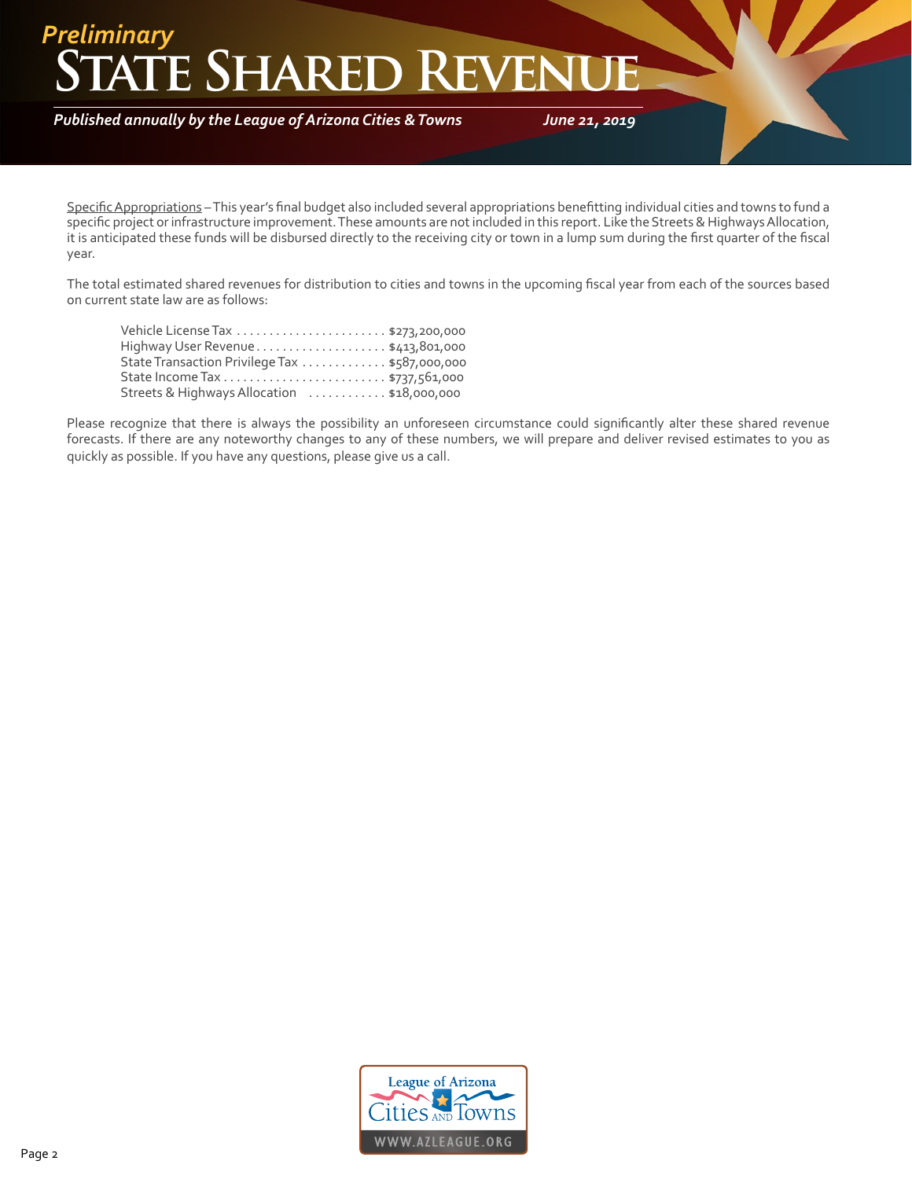Specific Appropriations – This year's final budget also included several appropriations benefitting individual cities and towns to fund a specific project or infrastructure improvement. These amounts are not included in this report. Like the Streets & Highways Allocation, it is anticipated these funds will be disbursed directly to the receiving city or town in a lump sum during the first quarter of the fiscal year.

The total estimated shared revenues for distribution to cities and towns in the upcoming fiscal year from each of the sources based on current state law are as follows:

| | |
|---|---|
| Vehicle License Tax | $273,200,000 |
| Highway User Revenue | $413,801,000 |
| State Transaction Privilege Tax | $587,000,000 |
| State Income Tax | $737,561,000 |
| Streets & Highways Allocation | $18,000,000 |

Please recognize that there is always the possibility an unforeseen circumstance could significantly alter these shared revenue forecasts. If there are any noteworthy changes to any of these numbers, we will prepare and deliver revised estimates to you as quickly as possible. If you have any questions, please give us a call.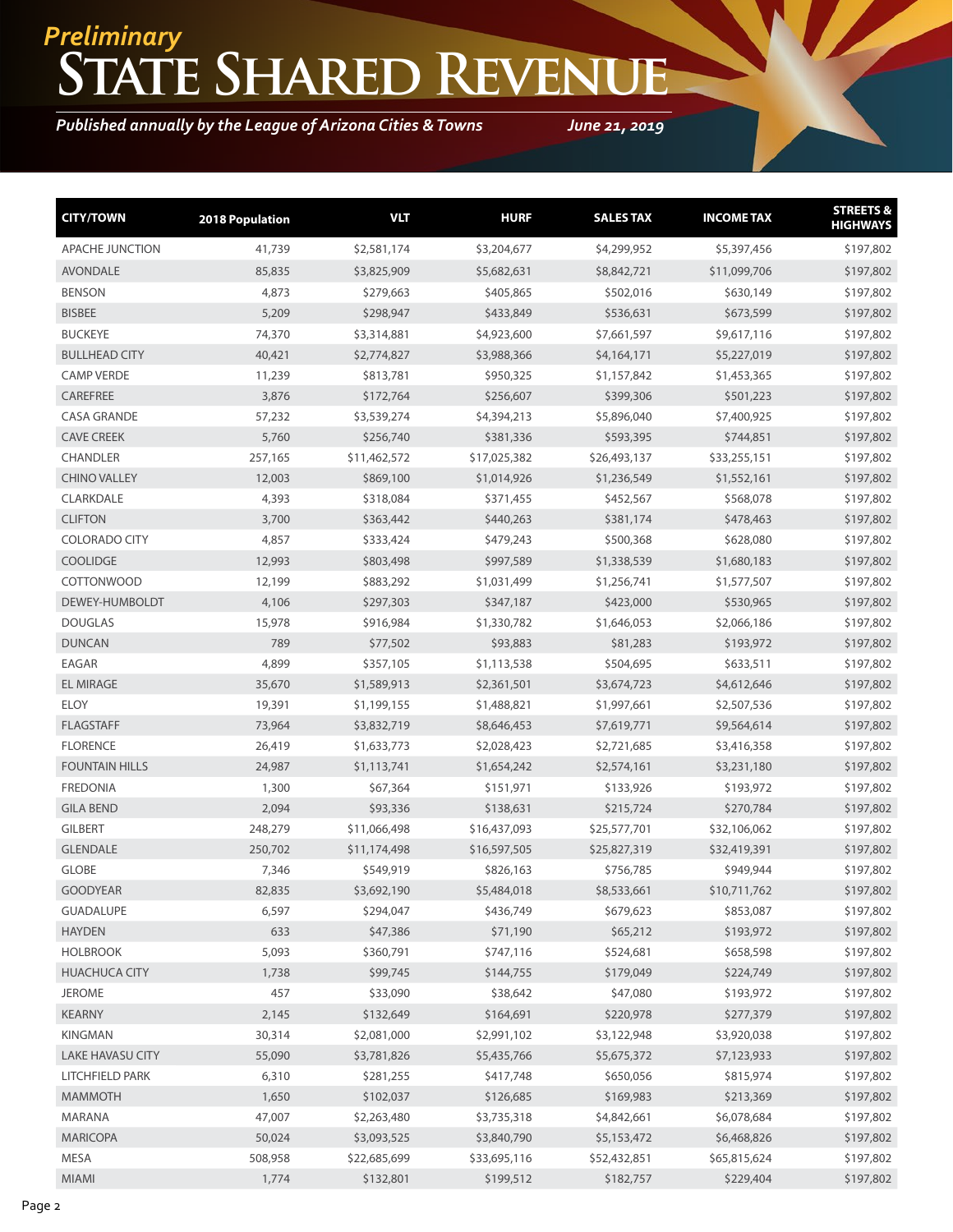# *Preliminary* State Shared Revenue

***Published annually by the League of Arizona Cities & Towns*** ***June 21, 2019***

| CITY/TOWN | 2018 Population | VLT | HURF | SALES TAX | INCOME TAX | STREETS & HIGHWAYS |
|---|---|---|---|---|---|---|
| APACHE JUNCTION | 41,739 | $2,581,174 | $3,204,677 | $4,299,952 | $5,397,456 | $197,802 |
| AVONDALE | 85,835 | $3,825,909 | $5,682,631 | $8,842,721 | $11,099,706 | $197,802 |
| BENSON | 4,873 | $279,663 | $405,865 | $502,016 | $630,149 | $197,802 |
| BISBEE | 5,209 | $298,947 | $433,849 | $536,631 | $673,599 | $197,802 |
| BUCKEYE | 74,370 | $3,314,881 | $4,923,600 | $7,661,597 | $9,617,116 | $197,802 |
| BULLHEAD CITY | 40,421 | $2,774,827 | $3,988,366 | $4,164,171 | $5,227,019 | $197,802 |
| CAMP VERDE | 11,239 | $813,781 | $950,325 | $1,157,842 | $1,453,365 | $197,802 |
| CAREFREE | 3,876 | $172,764 | $256,607 | $399,306 | $501,223 | $197,802 |
| CASA GRANDE | 57,232 | $3,539,274 | $4,394,213 | $5,896,040 | $7,400,925 | $197,802 |
| CAVE CREEK | 5,760 | $256,740 | $381,336 | $593,395 | $744,851 | $197,802 |
| CHANDLER | 257,165 | $11,462,572 | $17,025,382 | $26,493,137 | $33,255,151 | $197,802 |
| CHINO VALLEY | 12,003 | $869,100 | $1,014,926 | $1,236,549 | $1,552,161 | $197,802 |
| CLARKDALE | 4,393 | $318,084 | $371,455 | $452,567 | $568,078 | $197,802 |
| CLIFTON | 3,700 | $363,442 | $440,263 | $381,174 | $478,463 | $197,802 |
| COLORADO CITY | 4,857 | $333,424 | $479,243 | $500,368 | $628,080 | $197,802 |
| COOLIDGE | 12,993 | $803,498 | $997,589 | $1,338,539 | $1,680,183 | $197,802 |
| COTTONWOOD | 12,199 | $883,292 | $1,031,499 | $1,256,741 | $1,577,507 | $197,802 |
| DEWEY-HUMBOLDT | 4,106 | $297,303 | $347,187 | $423,000 | $530,965 | $197,802 |
| DOUGLAS | 15,978 | $916,984 | $1,330,782 | $1,646,053 | $2,066,186 | $197,802 |
| DUNCAN | 789 | $77,502 | $93,883 | $81,283 | $193,972 | $197,802 |
| EAGAR | 4,899 | $357,105 | $1,113,538 | $504,695 | $633,511 | $197,802 |
| EL MIRAGE | 35,670 | $1,589,913 | $2,361,501 | $3,674,723 | $4,612,646 | $197,802 |
| ELOY | 19,391 | $1,199,155 | $1,488,821 | $1,997,661 | $2,507,536 | $197,802 |
| FLAGSTAFF | 73,964 | $3,832,719 | $8,646,453 | $7,619,771 | $9,564,614 | $197,802 |
| FLORENCE | 26,419 | $1,633,773 | $2,028,423 | $2,721,685 | $3,416,358 | $197,802 |
| FOUNTAIN HILLS | 24,987 | $1,113,741 | $1,654,242 | $2,574,161 | $3,231,180 | $197,802 |
| FREDONIA | 1,300 | $67,364 | $151,971 | $133,926 | $193,972 | $197,802 |
| GILA BEND | 2,094 | $93,336 | $138,631 | $215,724 | $270,784 | $197,802 |
| GILBERT | 248,279 | $11,066,498 | $16,437,093 | $25,577,701 | $32,106,062 | $197,802 |
| GLENDALE | 250,702 | $11,174,498 | $16,597,505 | $25,827,319 | $32,419,391 | $197,802 |
| GLOBE | 7,346 | $549,919 | $826,163 | $756,785 | $949,944 | $197,802 |
| GOODYEAR | 82,835 | $3,692,190 | $5,484,018 | $8,533,661 | $10,711,762 | $197,802 |
| GUADALUPE | 6,597 | $294,047 | $436,749 | $679,623 | $853,087 | $197,802 |
| HAYDEN | 633 | $47,386 | $71,190 | $65,212 | $193,972 | $197,802 |
| HOLBROOK | 5,093 | $360,791 | $747,116 | $524,681 | $658,598 | $197,802 |
| HUACHUCA CITY | 1,738 | $99,745 | $144,755 | $179,049 | $224,749 | $197,802 |
| JEROME | 457 | $33,090 | $38,642 | $47,080 | $193,972 | $197,802 |
| KEARNY | 2,145 | $132,649 | $164,691 | $220,978 | $277,379 | $197,802 |
| KINGMAN | 30,314 | $2,081,000 | $2,991,102 | $3,122,948 | $3,920,038 | $197,802 |
| LAKE HAVASU CITY | 55,090 | $3,781,826 | $5,435,766 | $5,675,372 | $7,123,933 | $197,802 |
| LITCHFIELD PARK | 6,310 | $281,255 | $417,748 | $650,056 | $815,974 | $197,802 |
| MAMMOTH | 1,650 | $102,037 | $126,685 | $169,983 | $213,369 | $197,802 |
| MARANA | 47,007 | $2,263,480 | $3,735,318 | $4,842,661 | $6,078,684 | $197,802 |
| MARICOPA | 50,024 | $3,093,525 | $3,840,790 | $5,153,472 | $6,468,826 | $197,802 |
| MESA | 508,958 | $22,685,699 | $33,695,116 | $52,432,851 | $65,815,624 | $197,802 |
| MIAMI | 1,774 | $132,801 | $199,512 | $182,757 | $229,404 | $197,802 |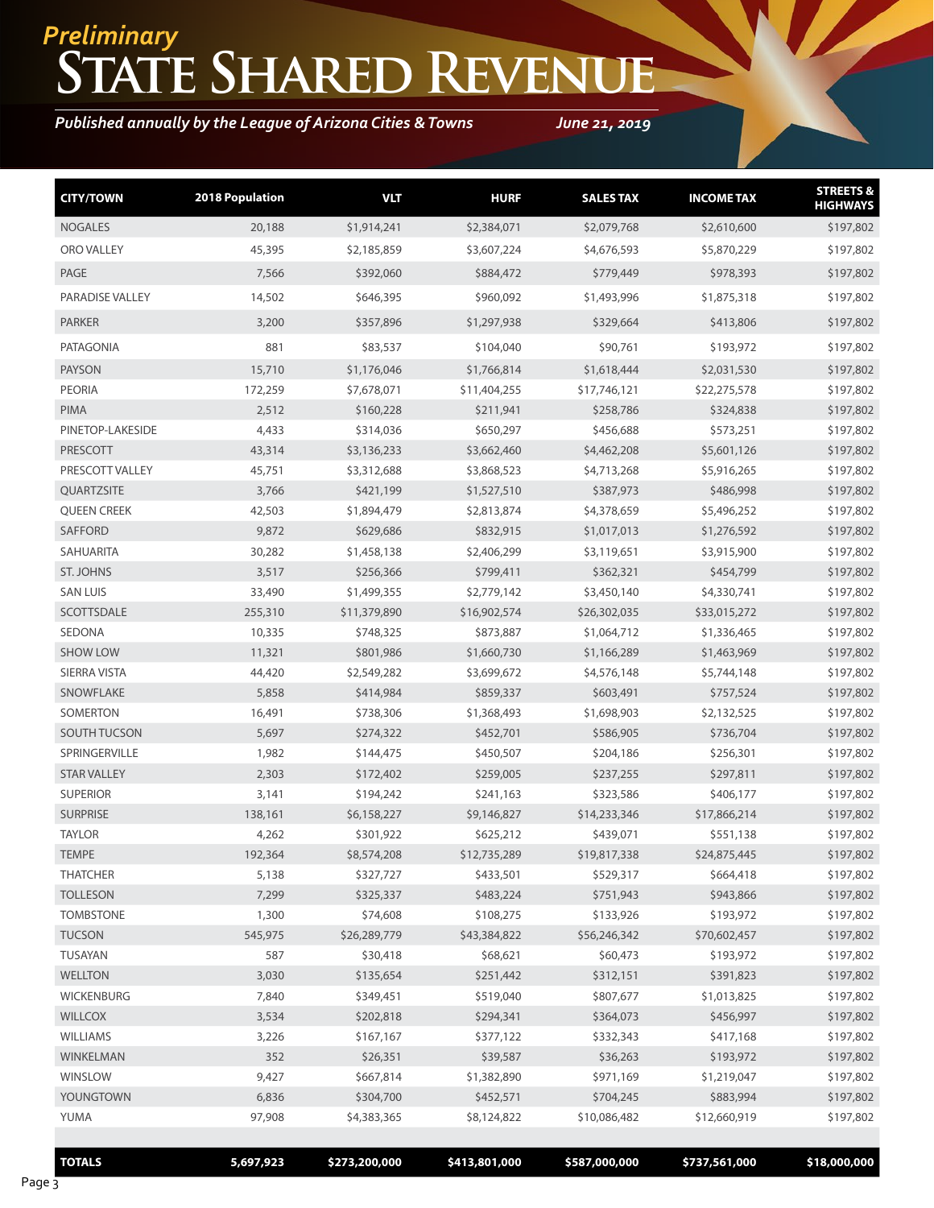*Preliminary*

# State Shared Revenue

***Published annually by the League of Arizona Cities & Towns*** ***June 21, 2019***

| CITY/TOWN | 2018 Population | VLT | HURF | SALES TAX | INCOME TAX | STREETS & HIGHWAYS |
|---|---|---|---|---|---|---|
| NOGALES | 20,188 | $1,914,241 | $2,384,071 | $2,079,768 | $2,610,600 | $197,802 |
| ORO VALLEY | 45,395 | $2,185,859 | $3,607,224 | $4,676,593 | $5,870,229 | $197,802 |
| PAGE | 7,566 | $392,060 | $884,472 | $779,449 | $978,393 | $197,802 |
| PARADISE VALLEY | 14,502 | $646,395 | $960,092 | $1,493,996 | $1,875,318 | $197,802 |
| PARKER | 3,200 | $357,896 | $1,297,938 | $329,664 | $413,806 | $197,802 |
| PATAGONIA | 881 | $83,537 | $104,040 | $90,761 | $193,972 | $197,802 |
| PAYSON | 15,710 | $1,176,046 | $1,766,814 | $1,618,444 | $2,031,530 | $197,802 |
| PEORIA | 172,259 | $7,678,071 | $11,404,255 | $17,746,121 | $22,275,578 | $197,802 |
| PIMA | 2,512 | $160,228 | $211,941 | $258,786 | $324,838 | $197,802 |
| PINETOP-LAKESIDE | 4,433 | $314,036 | $650,297 | $456,688 | $573,251 | $197,802 |
| PRESCOTT | 43,314 | $3,136,233 | $3,662,460 | $4,462,208 | $5,601,126 | $197,802 |
| PRESCOTT VALLEY | 45,751 | $3,312,688 | $3,868,523 | $4,713,268 | $5,916,265 | $197,802 |
| QUARTZSITE | 3,766 | $421,199 | $1,527,510 | $387,973 | $486,998 | $197,802 |
| QUEEN CREEK | 42,503 | $1,894,479 | $2,813,874 | $4,378,659 | $5,496,252 | $197,802 |
| SAFFORD | 9,872 | $629,686 | $832,915 | $1,017,013 | $1,276,592 | $197,802 |
| SAHUARITA | 30,282 | $1,458,138 | $2,406,299 | $3,119,651 | $3,915,900 | $197,802 |
| ST. JOHNS | 3,517 | $256,366 | $799,411 | $362,321 | $454,799 | $197,802 |
| SAN LUIS | 33,490 | $1,499,355 | $2,779,142 | $3,450,140 | $4,330,741 | $197,802 |
| SCOTTSDALE | 255,310 | $11,379,890 | $16,902,574 | $26,302,035 | $33,015,272 | $197,802 |
| SEDONA | 10,335 | $748,325 | $873,887 | $1,064,712 | $1,336,465 | $197,802 |
| SHOW LOW | 11,321 | $801,986 | $1,660,730 | $1,166,289 | $1,463,969 | $197,802 |
| SIERRA VISTA | 44,420 | $2,549,282 | $3,699,672 | $4,576,148 | $5,744,148 | $197,802 |
| SNOWFLAKE | 5,858 | $414,984 | $859,337 | $603,491 | $757,524 | $197,802 |
| SOMERTON | 16,491 | $738,306 | $1,368,493 | $1,698,903 | $2,132,525 | $197,802 |
| SOUTH TUCSON | 5,697 | $274,322 | $452,701 | $586,905 | $736,704 | $197,802 |
| SPRINGERVILLE | 1,982 | $144,475 | $450,507 | $204,186 | $256,301 | $197,802 |
| STAR VALLEY | 2,303 | $172,402 | $259,005 | $237,255 | $297,811 | $197,802 |
| SUPERIOR | 3,141 | $194,242 | $241,163 | $323,586 | $406,177 | $197,802 |
| SURPRISE | 138,161 | $6,158,227 | $9,146,827 | $14,233,346 | $17,866,214 | $197,802 |
| TAYLOR | 4,262 | $301,922 | $625,212 | $439,071 | $551,138 | $197,802 |
| TEMPE | 192,364 | $8,574,208 | $12,735,289 | $19,817,338 | $24,875,445 | $197,802 |
| THATCHER | 5,138 | $327,727 | $433,501 | $529,317 | $664,418 | $197,802 |
| TOLLESON | 7,299 | $325,337 | $483,224 | $751,943 | $943,866 | $197,802 |
| TOMBSTONE | 1,300 | $74,608 | $108,275 | $133,926 | $193,972 | $197,802 |
| TUCSON | 545,975 | $26,289,779 | $43,384,822 | $56,246,342 | $70,602,457 | $197,802 |
| TUSAYAN | 587 | $30,418 | $68,621 | $60,473 | $193,972 | $197,802 |
| WELLTON | 3,030 | $135,654 | $251,442 | $312,151 | $391,823 | $197,802 |
| WICKENBURG | 7,840 | $349,451 | $519,040 | $807,677 | $1,013,825 | $197,802 |
| WILLCOX | 3,534 | $202,818 | $294,341 | $364,073 | $456,997 | $197,802 |
| WILLIAMS | 3,226 | $167,167 | $377,122 | $332,343 | $417,168 | $197,802 |
| WINKELMAN | 352 | $26,351 | $39,587 | $36,263 | $193,972 | $197,802 |
| WINSLOW | 9,427 | $667,814 | $1,382,890 | $971,169 | $1,219,047 | $197,802 |
| YOUNGTOWN | 6,836 | $304,700 | $452,571 | $704,245 | $883,994 | $197,802 |
| YUMA | 97,908 | $4,383,365 | $8,124,822 | $10,086,482 | $12,660,919 | $197,802 |
| **TOTALS** | **5,697,923** | **$273,200,000** | **$413,801,000** | **$587,000,000** | **$737,561,000** | **$18,000,000** |